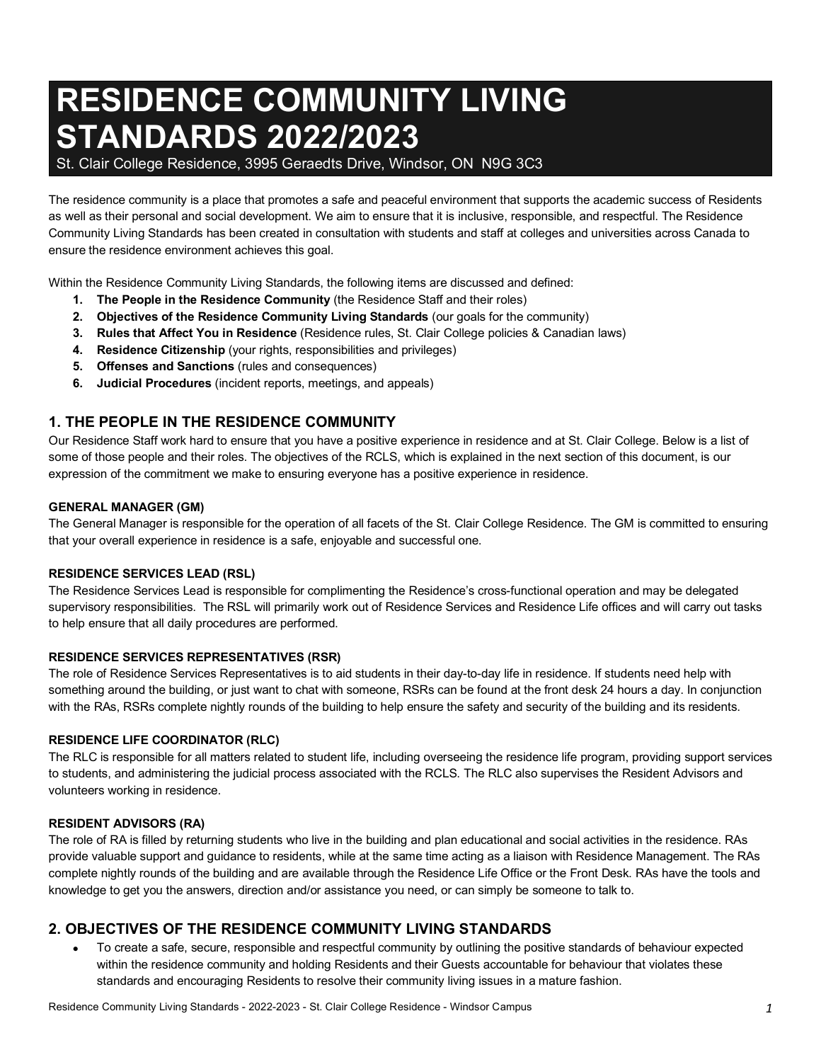# RESIDENCE COMMUNITY LIVING STANDARDS 2022/2023

St. Clair College Residence, 3995 Geraedts Drive, Windsor, ON N9G 3C3

The residence community is a place that promotes a safe and peaceful environment that supports the academic success of Residents as well as their personal and social development. We aim to ensure that it is inclusive, responsible, and respectful. The Residence Community Living Standards has been created in consultation with students and staff at colleges and universities across Canada to ensure the residence environment achieves this goal.

Within the Residence Community Living Standards, the following items are discussed and defined:

1. **The People in the Residence Community** (the Residence Staff and their roles)
2. **Objectives of the Residence Community Living Standards** (our goals for the community)
3. **Rules that Affect You in Residence** (Residence rules, St. Clair College policies & Canadian laws)
4. **Residence Citizenship** (your rights, responsibilities and privileges)
5. **Offenses and Sanctions** (rules and consequences)
6. **Judicial Procedures** (incident reports, meetings, and appeals)

## 1. THE PEOPLE IN THE RESIDENCE COMMUNITY

Our Residence Staff work hard to ensure that you have a positive experience in residence and at St. Clair College. Below is a list of some of those people and their roles. The objectives of the RCLS, which is explained in the next section of this document, is our expression of the commitment we make to ensuring everyone has a positive experience in residence.

### GENERAL MANAGER (GM)

The General Manager is responsible for the operation of all facets of the St. Clair College Residence. The GM is committed to ensuring that your overall experience in residence is a safe, enjoyable and successful one.

### RESIDENCE SERVICES LEAD (RSL)

The Residence Services Lead is responsible for complimenting the Residence's cross-functional operation and may be delegated supervisory responsibilities. The RSL will primarily work out of Residence Services and Residence Life offices and will carry out tasks to help ensure that all daily procedures are performed.

### RESIDENCE SERVICES REPRESENTATIVES (RSR)

The role of Residence Services Representatives is to aid students in their day-to-day life in residence. If students need help with something around the building, or just want to chat with someone, RSRs can be found at the front desk 24 hours a day. In conjunction with the RAs, RSRs complete nightly rounds of the building to help ensure the safety and security of the building and its residents.

### RESIDENCE LIFE COORDINATOR (RLC)

The RLC is responsible for all matters related to student life, including overseeing the residence life program, providing support services to students, and administering the judicial process associated with the RCLS. The RLC also supervises the Resident Advisors and volunteers working in residence.

### RESIDENT ADVISORS (RA)

The role of RA is filled by returning students who live in the building and plan educational and social activities in the residence. RAs provide valuable support and guidance to residents, while at the same time acting as a liaison with Residence Management. The RAs complete nightly rounds of the building and are available through the Residence Life Office or the Front Desk. RAs have the tools and knowledge to get you the answers, direction and/or assistance you need, or can simply be someone to talk to.

## 2. OBJECTIVES OF THE RESIDENCE COMMUNITY LIVING STANDARDS

- To create a safe, secure, responsible and respectful community by outlining the positive standards of behaviour expected within the residence community and holding Residents and their Guests accountable for behaviour that violates these standards and encouraging Residents to resolve their community living issues in a mature fashion.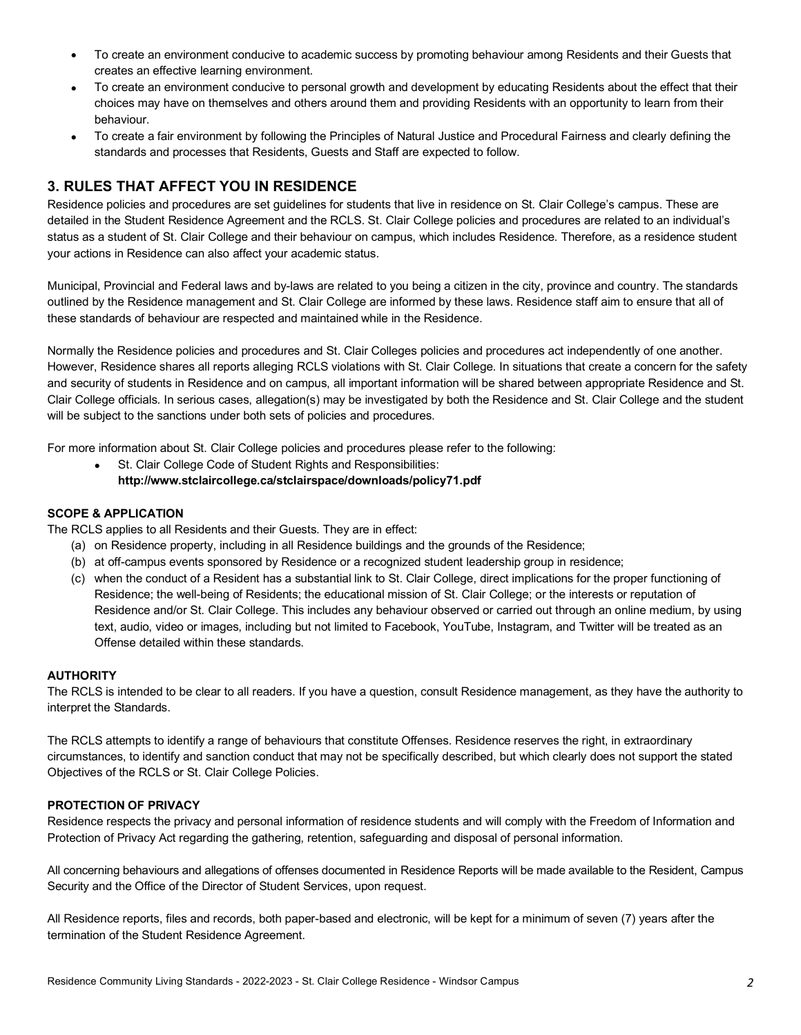- To create an environment conducive to academic success by promoting behaviour among Residents and their Guests that creates an effective learning environment.
- To create an environment conducive to personal growth and development by educating Residents about the effect that their choices may have on themselves and others around them and providing Residents with an opportunity to learn from their behaviour.
- To create a fair environment by following the Principles of Natural Justice and Procedural Fairness and clearly defining the standards and processes that Residents, Guests and Staff are expected to follow.

## 3. RULES THAT AFFECT YOU IN RESIDENCE

Residence policies and procedures are set guidelines for students that live in residence on St. Clair College's campus. These are detailed in the Student Residence Agreement and the RCLS. St. Clair College policies and procedures are related to an individual's status as a student of St. Clair College and their behaviour on campus, which includes Residence. Therefore, as a residence student your actions in Residence can also affect your academic status.

Municipal, Provincial and Federal laws and by-laws are related to you being a citizen in the city, province and country. The standards outlined by the Residence management and St. Clair College are informed by these laws. Residence staff aim to ensure that all of these standards of behaviour are respected and maintained while in the Residence.

Normally the Residence policies and procedures and St. Clair Colleges policies and procedures act independently of one another. However, Residence shares all reports alleging RCLS violations with St. Clair College. In situations that create a concern for the safety and security of students in Residence and on campus, all important information will be shared between appropriate Residence and St. Clair College officials. In serious cases, allegation(s) may be investigated by both the Residence and St. Clair College and the student will be subject to the sanctions under both sets of policies and procedures.

For more information about St. Clair College policies and procedures please refer to the following:

- St. Clair College Code of Student Rights and Responsibilities: **http://www.stclaircollege.ca/stclairspace/downloads/policy71.pdf**

#### SCOPE & APPLICATION

The RCLS applies to all Residents and their Guests. They are in effect:

(a) on Residence property, including in all Residence buildings and the grounds of the Residence;
(b) at off-campus events sponsored by Residence or a recognized student leadership group in residence;
(c) when the conduct of a Resident has a substantial link to St. Clair College, direct implications for the proper functioning of Residence; the well-being of Residents; the educational mission of St. Clair College; or the interests or reputation of Residence and/or St. Clair College. This includes any behaviour observed or carried out through an online medium, by using text, audio, video or images, including but not limited to Facebook, YouTube, Instagram, and Twitter will be treated as an Offense detailed within these standards.

#### AUTHORITY

The RCLS is intended to be clear to all readers. If you have a question, consult Residence management, as they have the authority to interpret the Standards.

The RCLS attempts to identify a range of behaviours that constitute Offenses. Residence reserves the right, in extraordinary circumstances, to identify and sanction conduct that may not be specifically described, but which clearly does not support the stated Objectives of the RCLS or St. Clair College Policies.

#### PROTECTION OF PRIVACY

Residence respects the privacy and personal information of residence students and will comply with the Freedom of Information and Protection of Privacy Act regarding the gathering, retention, safeguarding and disposal of personal information.

All concerning behaviours and allegations of offenses documented in Residence Reports will be made available to the Resident, Campus Security and the Office of the Director of Student Services, upon request.

All Residence reports, files and records, both paper-based and electronic, will be kept for a minimum of seven (7) years after the termination of the Student Residence Agreement.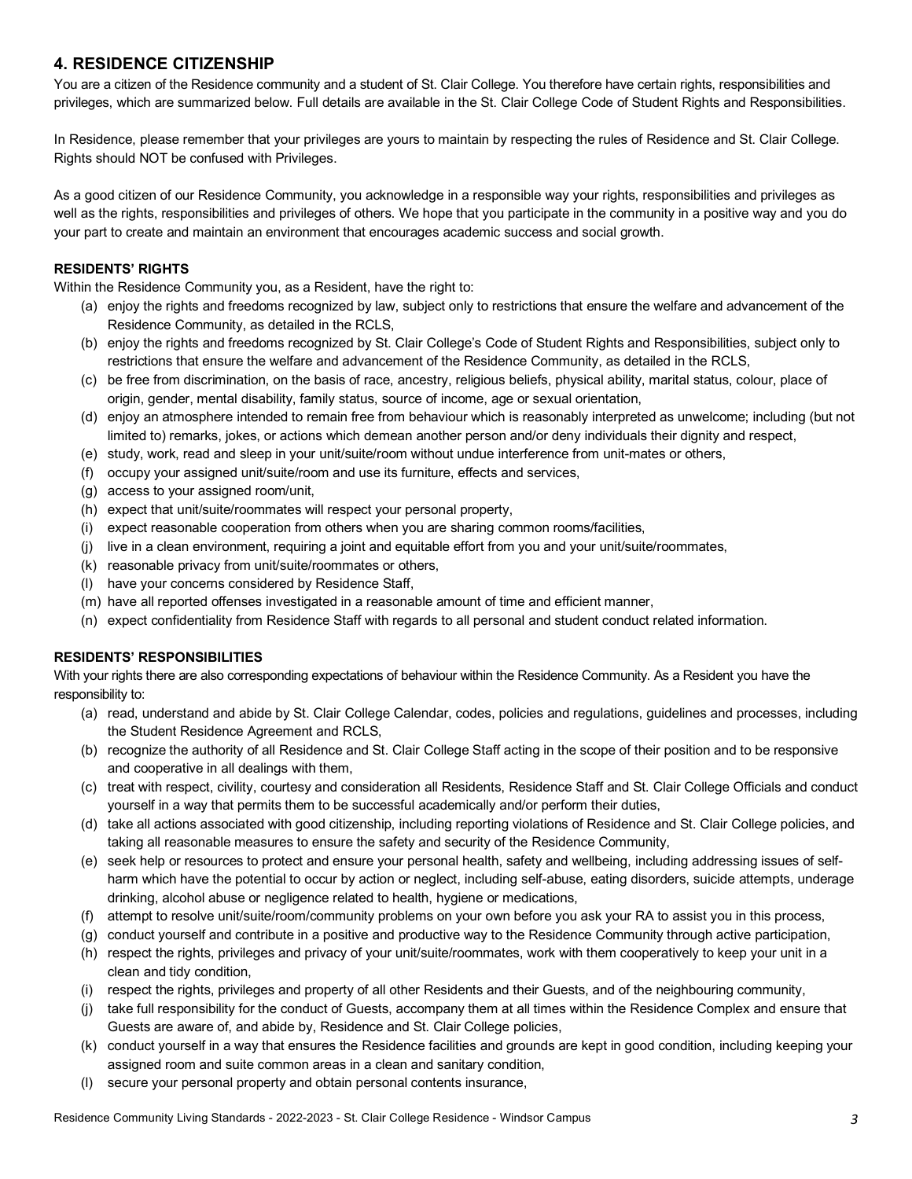## 4. RESIDENCE CITIZENSHIP

You are a citizen of the Residence community and a student of St. Clair College. You therefore have certain rights, responsibilities and privileges, which are summarized below. Full details are available in the St. Clair College Code of Student Rights and Responsibilities.

In Residence, please remember that your privileges are yours to maintain by respecting the rules of Residence and St. Clair College. Rights should NOT be confused with Privileges.

As a good citizen of our Residence Community, you acknowledge in a responsible way your rights, responsibilities and privileges as well as the rights, responsibilities and privileges of others. We hope that you participate in the community in a positive way and you do your part to create and maintain an environment that encourages academic success and social growth.

### RESIDENTS' RIGHTS

Within the Residence Community you, as a Resident, have the right to:

(a) enjoy the rights and freedoms recognized by law, subject only to restrictions that ensure the welfare and advancement of the Residence Community, as detailed in the RCLS,
(b) enjoy the rights and freedoms recognized by St. Clair College's Code of Student Rights and Responsibilities, subject only to restrictions that ensure the welfare and advancement of the Residence Community, as detailed in the RCLS,
(c) be free from discrimination, on the basis of race, ancestry, religious beliefs, physical ability, marital status, colour, place of origin, gender, mental disability, family status, source of income, age or sexual orientation,
(d) enjoy an atmosphere intended to remain free from behaviour which is reasonably interpreted as unwelcome; including (but not limited to) remarks, jokes, or actions which demean another person and/or deny individuals their dignity and respect,
(e) study, work, read and sleep in your unit/suite/room without undue interference from unit-mates or others,
(f) occupy your assigned unit/suite/room and use its furniture, effects and services,
(g) access to your assigned room/unit,
(h) expect that unit/suite/roommates will respect your personal property,
(i) expect reasonable cooperation from others when you are sharing common rooms/facilities,
(j) live in a clean environment, requiring a joint and equitable effort from you and your unit/suite/roommates,
(k) reasonable privacy from unit/suite/roommates or others,
(l) have your concerns considered by Residence Staff,
(m) have all reported offenses investigated in a reasonable amount of time and efficient manner,
(n) expect confidentiality from Residence Staff with regards to all personal and student conduct related information.

### RESIDENTS' RESPONSIBILITIES

With your rights there are also corresponding expectations of behaviour within the Residence Community. As a Resident you have the responsibility to:

(a) read, understand and abide by St. Clair College Calendar, codes, policies and regulations, guidelines and processes, including the Student Residence Agreement and RCLS,
(b) recognize the authority of all Residence and St. Clair College Staff acting in the scope of their position and to be responsive and cooperative in all dealings with them,
(c) treat with respect, civility, courtesy and consideration all Residents, Residence Staff and St. Clair College Officials and conduct yourself in a way that permits them to be successful academically and/or perform their duties,
(d) take all actions associated with good citizenship, including reporting violations of Residence and St. Clair College policies, and taking all reasonable measures to ensure the safety and security of the Residence Community,
(e) seek help or resources to protect and ensure your personal health, safety and wellbeing, including addressing issues of self-harm which have the potential to occur by action or neglect, including self-abuse, eating disorders, suicide attempts, underage drinking, alcohol abuse or negligence related to health, hygiene or medications,
(f) attempt to resolve unit/suite/room/community problems on your own before you ask your RA to assist you in this process,
(g) conduct yourself and contribute in a positive and productive way to the Residence Community through active participation,
(h) respect the rights, privileges and privacy of your unit/suite/roommates, work with them cooperatively to keep your unit in a clean and tidy condition,
(i) respect the rights, privileges and property of all other Residents and their Guests, and of the neighbouring community,
(j) take full responsibility for the conduct of Guests, accompany them at all times within the Residence Complex and ensure that Guests are aware of, and abide by, Residence and St. Clair College policies,
(k) conduct yourself in a way that ensures the Residence facilities and grounds are kept in good condition, including keeping your assigned room and suite common areas in a clean and sanitary condition,
(l) secure your personal property and obtain personal contents insurance,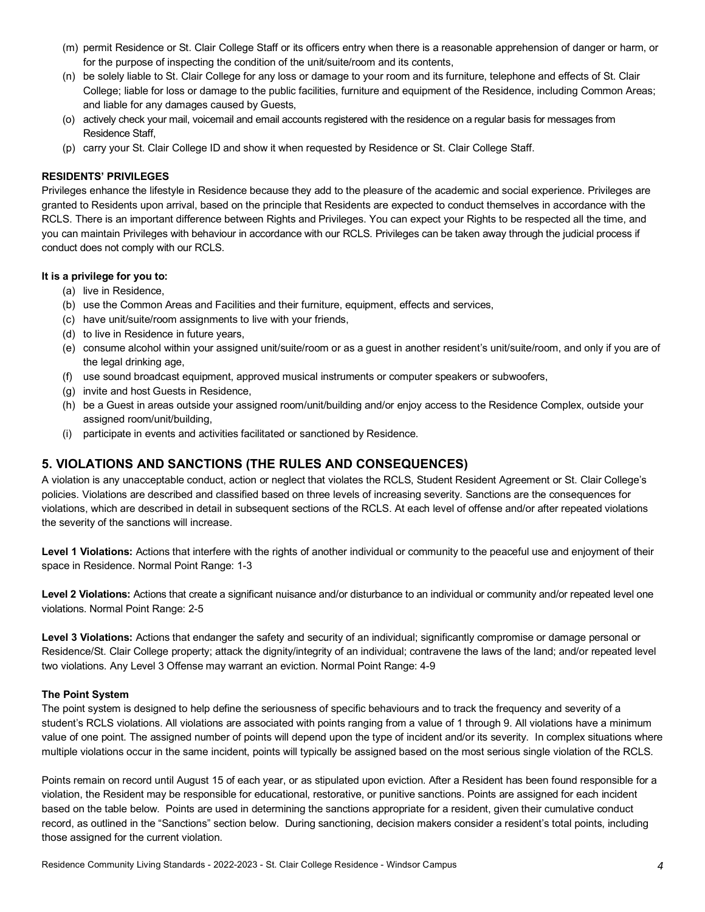(m) permit Residence or St. Clair College Staff or its officers entry when there is a reasonable apprehension of danger or harm, or for the purpose of inspecting the condition of the unit/suite/room and its contents,
(n) be solely liable to St. Clair College for any loss or damage to your room and its furniture, telephone and effects of St. Clair College; liable for loss or damage to the public facilities, furniture and equipment of the Residence, including Common Areas; and liable for any damages caused by Guests,
(o) actively check your mail, voicemail and email accounts registered with the residence on a regular basis for messages from Residence Staff,
(p) carry your St. Clair College ID and show it when requested by Residence or St. Clair College Staff.

**RESIDENTS' PRIVILEGES**

Privileges enhance the lifestyle in Residence because they add to the pleasure of the academic and social experience. Privileges are granted to Residents upon arrival, based on the principle that Residents are expected to conduct themselves in accordance with the RCLS. There is an important difference between Rights and Privileges. You can expect your Rights to be respected all the time, and you can maintain Privileges with behaviour in accordance with our RCLS. Privileges can be taken away through the judicial process if conduct does not comply with our RCLS.

**It is a privilege for you to:**

(a) live in Residence,
(b) use the Common Areas and Facilities and their furniture, equipment, effects and services,
(c) have unit/suite/room assignments to live with your friends,
(d) to live in Residence in future years,
(e) consume alcohol within your assigned unit/suite/room or as a guest in another resident's unit/suite/room, and only if you are of the legal drinking age,
(f) use sound broadcast equipment, approved musical instruments or computer speakers or subwoofers,
(g) invite and host Guests in Residence,
(h) be a Guest in areas outside your assigned room/unit/building and/or enjoy access to the Residence Complex, outside your assigned room/unit/building,
(i) participate in events and activities facilitated or sanctioned by Residence.

## 5. VIOLATIONS AND SANCTIONS (THE RULES AND CONSEQUENCES)

A violation is any unacceptable conduct, action or neglect that violates the RCLS, Student Resident Agreement or St. Clair College's policies. Violations are described and classified based on three levels of increasing severity. Sanctions are the consequences for violations, which are described in detail in subsequent sections of the RCLS. At each level of offense and/or after repeated violations the severity of the sanctions will increase.

**Level 1 Violations:** Actions that interfere with the rights of another individual or community to the peaceful use and enjoyment of their space in Residence. Normal Point Range: 1-3

**Level 2 Violations:** Actions that create a significant nuisance and/or disturbance to an individual or community and/or repeated level one violations. Normal Point Range: 2-5

**Level 3 Violations:** Actions that endanger the safety and security of an individual; significantly compromise or damage personal or Residence/St. Clair College property; attack the dignity/integrity of an individual; contravene the laws of the land; and/or repeated level two violations. Any Level 3 Offense may warrant an eviction. Normal Point Range: 4-9

**The Point System**

The point system is designed to help define the seriousness of specific behaviours and to track the frequency and severity of a student's RCLS violations. All violations are associated with points ranging from a value of 1 through 9. All violations have a minimum value of one point. The assigned number of points will depend upon the type of incident and/or its severity. In complex situations where multiple violations occur in the same incident, points will typically be assigned based on the most serious single violation of the RCLS.

Points remain on record until August 15 of each year, or as stipulated upon eviction. After a Resident has been found responsible for a violation, the Resident may be responsible for educational, restorative, or punitive sanctions. Points are assigned for each incident based on the table below. Points are used in determining the sanctions appropriate for a resident, given their cumulative conduct record, as outlined in the "Sanctions" section below. During sanctioning, decision makers consider a resident's total points, including those assigned for the current violation.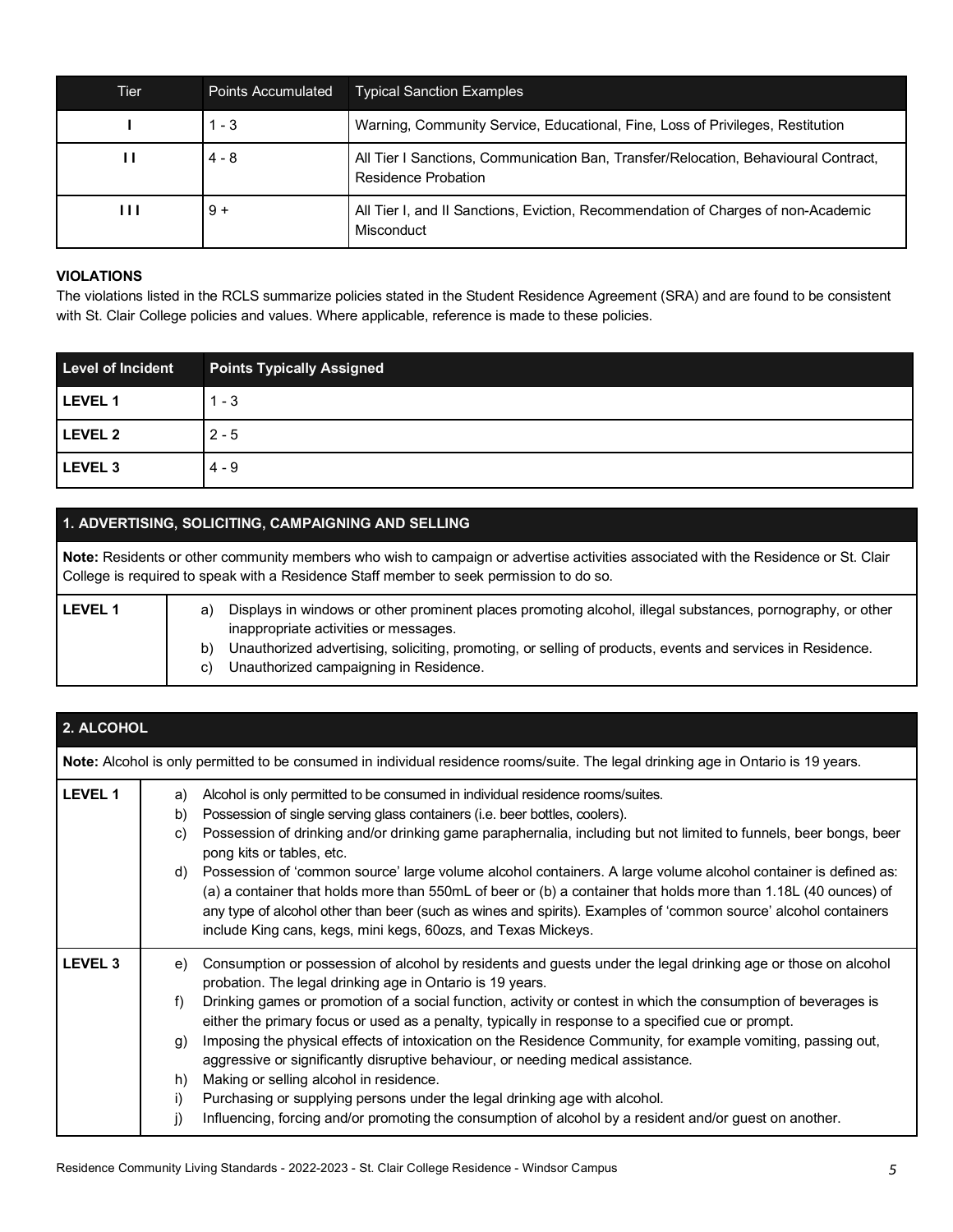| Tier | Points Accumulated | Typical Sanction Examples |
|---|---|---|
| I | 1 - 3 | Warning, Community Service, Educational, Fine, Loss of Privileges, Restitution |
| II | 4 - 8 | All Tier I Sanctions, Communication Ban, Transfer/Relocation, Behavioural Contract, Residence Probation |
| III | 9 + | All Tier I, and II Sanctions, Eviction, Recommendation of Charges of non-Academic Misconduct |

**VIOLATIONS**

The violations listed in the RCLS summarize policies stated in the Student Residence Agreement (SRA) and are found to be consistent with St. Clair College policies and values. Where applicable, reference is made to these policies.

| Level of Incident | Points Typically Assigned |
|---|---|
| **LEVEL 1** | 1 - 3 |
| **LEVEL 2** | 2 - 5 |
| **LEVEL 3** | 4 - 9 |

### 1. ADVERTISING, SOLICITING, CAMPAIGNING AND SELLING

**Note:** Residents or other community members who wish to campaign or advertise activities associated with the Residence or St. Clair College is required to speak with a Residence Staff member to seek permission to do so.

**LEVEL 1**

a) Displays in windows or other prominent places promoting alcohol, illegal substances, pornography, or other inappropriate activities or messages.
b) Unauthorized advertising, soliciting, promoting, or selling of products, events and services in Residence.
c) Unauthorized campaigning in Residence.

### 2. ALCOHOL

**Note:** Alcohol is only permitted to be consumed in individual residence rooms/suite. The legal drinking age in Ontario is 19 years.

**LEVEL 1**

a) Alcohol is only permitted to be consumed in individual residence rooms/suites.
b) Possession of single serving glass containers (i.e. beer bottles, coolers).
c) Possession of drinking and/or drinking game paraphernalia, including but not limited to funnels, beer bongs, beer pong kits or tables, etc.
d) Possession of 'common source' large volume alcohol containers. A large volume alcohol container is defined as: (a) a container that holds more than 550mL of beer or (b) a container that holds more than 1.18L (40 ounces) of any type of alcohol other than beer (such as wines and spirits). Examples of 'common source' alcohol containers include King cans, kegs, mini kegs, 60ozs, and Texas Mickeys.

**LEVEL 3**

e) Consumption or possession of alcohol by residents and guests under the legal drinking age or those on alcohol probation. The legal drinking age in Ontario is 19 years.
f) Drinking games or promotion of a social function, activity or contest in which the consumption of beverages is either the primary focus or used as a penalty, typically in response to a specified cue or prompt.
g) Imposing the physical effects of intoxication on the Residence Community, for example vomiting, passing out, aggressive or significantly disruptive behaviour, or needing medical assistance.
h) Making or selling alcohol in residence.
i) Purchasing or supplying persons under the legal drinking age with alcohol.
j) Influencing, forcing and/or promoting the consumption of alcohol by a resident and/or guest on another.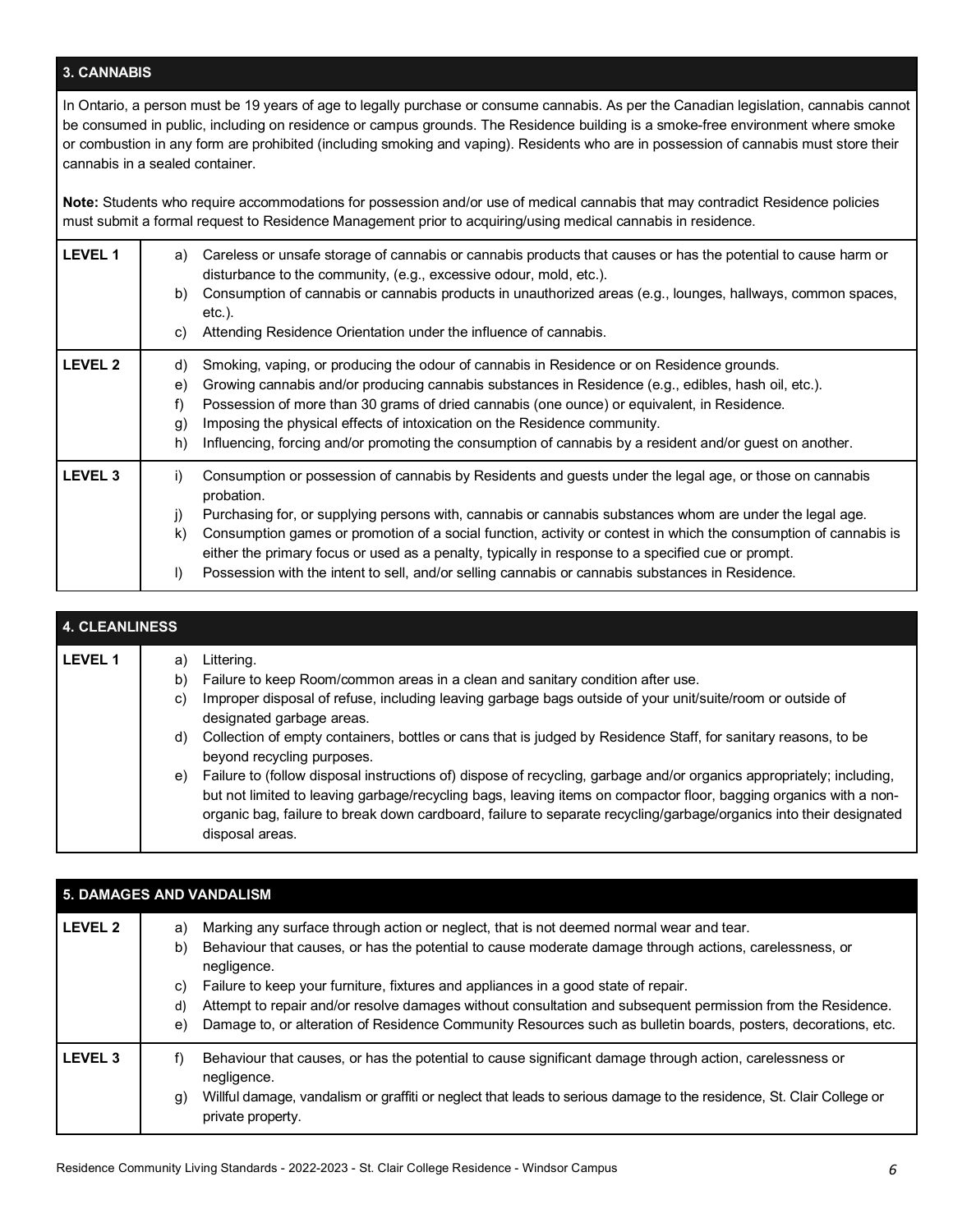## 3. CANNABIS

In Ontario, a person must be 19 years of age to legally purchase or consume cannabis. As per the Canadian legislation, cannabis cannot be consumed in public, including on residence or campus grounds. The Residence building is a smoke-free environment where smoke or combustion in any form are prohibited (including smoking and vaping). Residents who are in possession of cannabis must store their cannabis in a sealed container.

**Note:** Students who require accommodations for possession and/or use of medical cannabis that may contradict Residence policies must submit a formal request to Residence Management prior to acquiring/using medical cannabis in residence.

| Level | Standards |
|---|---|
| **LEVEL 1** | a) Careless or unsafe storage of cannabis or cannabis products that causes or has the potential to cause harm or disturbance to the community, (e.g., excessive odour, mold, etc.).<br>b) Consumption of cannabis or cannabis products in unauthorized areas (e.g., lounges, hallways, common spaces, etc.).<br>c) Attending Residence Orientation under the influence of cannabis. |
| **LEVEL 2** | d) Smoking, vaping, or producing the odour of cannabis in Residence or on Residence grounds.<br>e) Growing cannabis and/or producing cannabis substances in Residence (e.g., edibles, hash oil, etc.).<br>f) Possession of more than 30 grams of dried cannabis (one ounce) or equivalent, in Residence.<br>g) Imposing the physical effects of intoxication on the Residence community.<br>h) Influencing, forcing and/or promoting the consumption of cannabis by a resident and/or guest on another. |
| **LEVEL 3** | i) Consumption or possession of cannabis by Residents and guests under the legal age, or those on cannabis probation.<br>j) Purchasing for, or supplying persons with, cannabis or cannabis substances whom are under the legal age.<br>k) Consumption games or promotion of a social function, activity or contest in which the consumption of cannabis is either the primary focus or used as a penalty, typically in response to a specified cue or prompt.<br>l) Possession with the intent to sell, and/or selling cannabis or cannabis substances in Residence. |

## 4. CLEANLINESS

| Level | Standards |
|---|---|
| **LEVEL 1** | a) Littering.<br>b) Failure to keep Room/common areas in a clean and sanitary condition after use.<br>c) Improper disposal of refuse, including leaving garbage bags outside of your unit/suite/room or outside of designated garbage areas.<br>d) Collection of empty containers, bottles or cans that is judged by Residence Staff, for sanitary reasons, to be beyond recycling purposes.<br>e) Failure to (follow disposal instructions of) dispose of recycling, garbage and/or organics appropriately; including, but not limited to leaving garbage/recycling bags, leaving items on compactor floor, bagging organics with a non-organic bag, failure to break down cardboard, failure to separate recycling/garbage/organics into their designated disposal areas. |

## 5. DAMAGES AND VANDALISM

| Level | Standards |
|---|---|
| **LEVEL 2** | a) Marking any surface through action or neglect, that is not deemed normal wear and tear.<br>b) Behaviour that causes, or has the potential to cause moderate damage through actions, carelessness, or negligence.<br>c) Failure to keep your furniture, fixtures and appliances in a good state of repair.<br>d) Attempt to repair and/or resolve damages without consultation and subsequent permission from the Residence.<br>e) Damage to, or alteration of Residence Community Resources such as bulletin boards, posters, decorations, etc. |
| **LEVEL 3** | f) Behaviour that causes, or has the potential to cause significant damage through action, carelessness or negligence.<br>g) Willful damage, vandalism or graffiti or neglect that leads to serious damage to the residence, St. Clair College or private property. |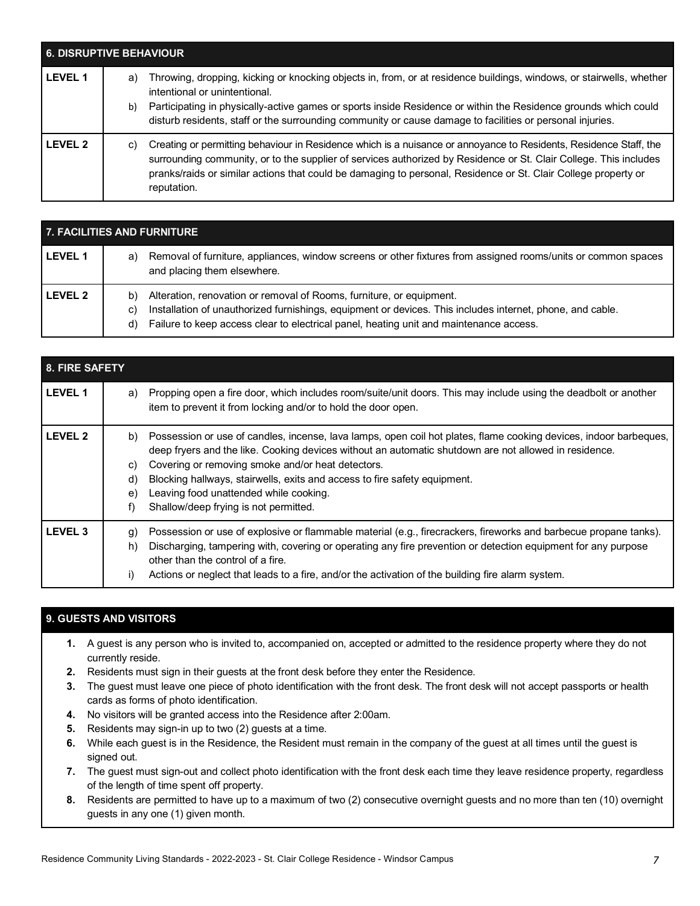| 6. DISRUPTIVE BEHAVIOUR | |
|---|---|
| **LEVEL 1** | a) Throwing, dropping, kicking or knocking objects in, from, or at residence buildings, windows, or stairwells, whether intentional or unintentional.<br>b) Participating in physically-active games or sports inside Residence or within the Residence grounds which could disturb residents, staff or the surrounding community or cause damage to facilities or personal injuries. |
| **LEVEL 2** | c) Creating or permitting behaviour in Residence which is a nuisance or annoyance to Residents, Residence Staff, the surrounding community, or to the supplier of services authorized by Residence or St. Clair College. This includes pranks/raids or similar actions that could be damaging to personal, Residence or St. Clair College property or reputation. |

| 7. FACILITIES AND FURNITURE | |
|---|---|
| **LEVEL 1** | a) Removal of furniture, appliances, window screens or other fixtures from assigned rooms/units or common spaces and placing them elsewhere. |
| **LEVEL 2** | b) Alteration, renovation or removal of Rooms, furniture, or equipment.<br>c) Installation of unauthorized furnishings, equipment or devices. This includes internet, phone, and cable.<br>d) Failure to keep access clear to electrical panel, heating unit and maintenance access. |

| 8. FIRE SAFETY | |
|---|---|
| **LEVEL 1** | a) Propping open a fire door, which includes room/suite/unit doors. This may include using the deadbolt or another item to prevent it from locking and/or to hold the door open. |
| **LEVEL 2** | b) Possession or use of candles, incense, lava lamps, open coil hot plates, flame cooking devices, indoor barbeques, deep fryers and the like. Cooking devices without an automatic shutdown are not allowed in residence.<br>c) Covering or removing smoke and/or heat detectors.<br>d) Blocking hallways, stairwells, exits and access to fire safety equipment.<br>e) Leaving food unattended while cooking.<br>f) Shallow/deep frying is not permitted. |
| **LEVEL 3** | g) Possession or use of explosive or flammable material (e.g., firecrackers, fireworks and barbecue propane tanks).<br>h) Discharging, tampering with, covering or operating any fire prevention or detection equipment for any purpose other than the control of a fire.<br>i) Actions or neglect that leads to a fire, and/or the activation of the building fire alarm system. |

## 9. GUESTS AND VISITORS

1. A guest is any person who is invited to, accompanied on, accepted or admitted to the residence property where they do not currently reside.
2. Residents must sign in their guests at the front desk before they enter the Residence.
3. The guest must leave one piece of photo identification with the front desk. The front desk will not accept passports or health cards as forms of photo identification.
4. No visitors will be granted access into the Residence after 2:00am.
5. Residents may sign-in up to two (2) guests at a time.
6. While each guest is in the Residence, the Resident must remain in the company of the guest at all times until the guest is signed out.
7. The guest must sign-out and collect photo identification with the front desk each time they leave residence property, regardless of the length of time spent off property.
8. Residents are permitted to have up to a maximum of two (2) consecutive overnight guests and no more than ten (10) overnight guests in any one (1) given month.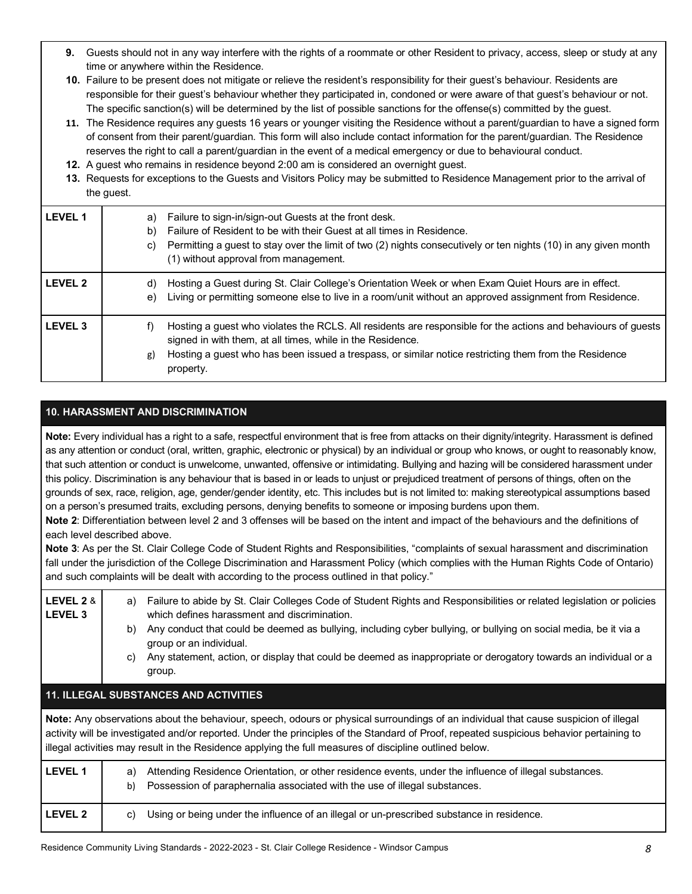9. Guests should not in any way interfere with the rights of a roommate or other Resident to privacy, access, sleep or study at any time or anywhere within the Residence.
10. Failure to be present does not mitigate or relieve the resident's responsibility for their guest's behaviour. Residents are responsible for their guest's behaviour whether they participated in, condoned or were aware of that guest's behaviour or not. The specific sanction(s) will be determined by the list of possible sanctions for the offense(s) committed by the guest.
11. The Residence requires any guests 16 years or younger visiting the Residence without a parent/guardian to have a signed form of consent from their parent/guardian. This form will also include contact information for the parent/guardian. The Residence reserves the right to call a parent/guardian in the event of a medical emergency or due to behavioural conduct.
12. A guest who remains in residence beyond 2:00 am is considered an overnight guest.
13. Requests for exceptions to the Guests and Visitors Policy may be submitted to Residence Management prior to the arrival of the guest.

| | |
|---|---|
| **LEVEL 1** | a) Failure to sign-in/sign-out Guests at the front desk.<br>b) Failure of Resident to be with their Guest at all times in Residence.<br>c) Permitting a guest to stay over the limit of two (2) nights consecutively or ten nights (10) in any given month (1) without approval from management. |
| **LEVEL 2** | d) Hosting a Guest during St. Clair College's Orientation Week or when Exam Quiet Hours are in effect.<br>e) Living or permitting someone else to live in a room/unit without an approved assignment from Residence. |
| **LEVEL 3** | f) Hosting a guest who violates the RCLS. All residents are responsible for the actions and behaviours of guests signed in with them, at all times, while in the Residence.<br>g) Hosting a guest who has been issued a trespass, or similar notice restricting them from the Residence property. |

## 10. HARASSMENT AND DISCRIMINATION

**Note:** Every individual has a right to a safe, respectful environment that is free from attacks on their dignity/integrity. Harassment is defined as any attention or conduct (oral, written, graphic, electronic or physical) by an individual or group who knows, or ought to reasonably know, that such attention or conduct is unwelcome, unwanted, offensive or intimidating. Bullying and hazing will be considered harassment under this policy. Discrimination is any behaviour that is based in or leads to unjust or prejudiced treatment of persons of things, often on the grounds of sex, race, religion, age, gender/gender identity, etc. This includes but is not limited to: making stereotypical assumptions based on a person's presumed traits, excluding persons, denying benefits to someone or imposing burdens upon them.
**Note 2**: Differentiation between level 2 and 3 offenses will be based on the intent and impact of the behaviours and the definitions of each level described above.
**Note 3**: As per the St. Clair College Code of Student Rights and Responsibilities, "complaints of sexual harassment and discrimination fall under the jurisdiction of the College Discrimination and Harassment Policy (which complies with the Human Rights Code of Ontario) and such complaints will be dealt with according to the process outlined in that policy."

| | |
|---|---|
| **LEVEL 2** & **LEVEL 3** | a) Failure to abide by St. Clair Colleges Code of Student Rights and Responsibilities or related legislation or policies which defines harassment and discrimination.<br>b) Any conduct that could be deemed as bullying, including cyber bullying, or bullying on social media, be it via a group or an individual.<br>c) Any statement, action, or display that could be deemed as inappropriate or derogatory towards an individual or a group. |

## 11. ILLEGAL SUBSTANCES AND ACTIVITIES

**Note:** Any observations about the behaviour, speech, odours or physical surroundings of an individual that cause suspicion of illegal activity will be investigated and/or reported. Under the principles of the Standard of Proof, repeated suspicious behavior pertaining to illegal activities may result in the Residence applying the full measures of discipline outlined below.

| | |
|---|---|
| **LEVEL 1** | a) Attending Residence Orientation, or other residence events, under the influence of illegal substances.<br>b) Possession of paraphernalia associated with the use of illegal substances. |
| **LEVEL 2** | c) Using or being under the influence of an illegal or un-prescribed substance in residence. |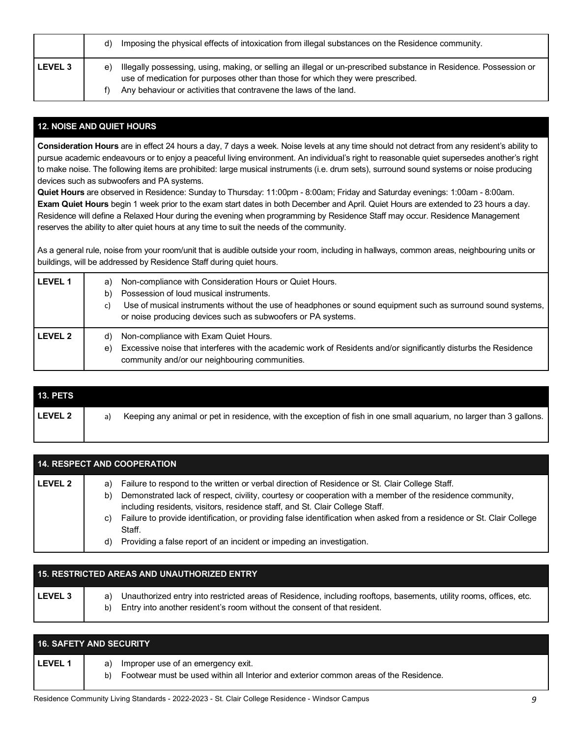| | |
|---|---|
| | d) Imposing the physical effects of intoxication from illegal substances on the Residence community. |
| **LEVEL 3** | e) Illegally possessing, using, making, or selling an illegal or un-prescribed substance in Residence. Possession or use of medication for purposes other than those for which they were prescribed.<br>f) Any behaviour or activities that contravene the laws of the land. |

## 12. NOISE AND QUIET HOURS

**Consideration Hours** are in effect 24 hours a day, 7 days a week. Noise levels at any time should not detract from any resident's ability to pursue academic endeavours or to enjoy a peaceful living environment. An individual's right to reasonable quiet supersedes another's right to make noise. The following items are prohibited: large musical instruments (i.e. drum sets), surround sound systems or noise producing devices such as subwoofers and PA systems.
**Quiet Hours** are observed in Residence: Sunday to Thursday: 11:00pm - 8:00am; Friday and Saturday evenings: 1:00am - 8:00am.
**Exam Quiet Hours** begin 1 week prior to the exam start dates in both December and April. Quiet Hours are extended to 23 hours a day. Residence will define a Relaxed Hour during the evening when programming by Residence Staff may occur. Residence Management reserves the ability to alter quiet hours at any time to suit the needs of the community.

As a general rule, noise from your room/unit that is audible outside your room, including in hallways, common areas, neighbouring units or buildings, will be addressed by Residence Staff during quiet hours.

| | |
|---|---|
| **LEVEL 1** | a) Non-compliance with Consideration Hours or Quiet Hours.<br>b) Possession of loud musical instruments.<br>c) Use of musical instruments without the use of headphones or sound equipment such as surround sound systems, or noise producing devices such as subwoofers or PA systems. |
| **LEVEL 2** | d) Non-compliance with Exam Quiet Hours.<br>e) Excessive noise that interferes with the academic work of Residents and/or significantly disturbs the Residence community and/or our neighbouring communities. |

## 13. PETS

| | |
|---|---|
| **LEVEL 2** | a) Keeping any animal or pet in residence, with the exception of fish in one small aquarium, no larger than 3 gallons. |

## 14. RESPECT AND COOPERATION

| | |
|---|---|
| **LEVEL 2** | a) Failure to respond to the written or verbal direction of Residence or St. Clair College Staff.<br>b) Demonstrated lack of respect, civility, courtesy or cooperation with a member of the residence community, including residents, visitors, residence staff, and St. Clair College Staff.<br>c) Failure to provide identification, or providing false identification when asked from a residence or St. Clair College Staff.<br>d) Providing a false report of an incident or impeding an investigation. |

## 15. RESTRICTED AREAS AND UNAUTHORIZED ENTRY

| | |
|---|---|
| **LEVEL 3** | a) Unauthorized entry into restricted areas of Residence, including rooftops, basements, utility rooms, offices, etc.<br>b) Entry into another resident's room without the consent of that resident. |

## 16. SAFETY AND SECURITY

| | |
|---|---|
| **LEVEL 1** | a) Improper use of an emergency exit.<br>b) Footwear must be used within all Interior and exterior common areas of the Residence. |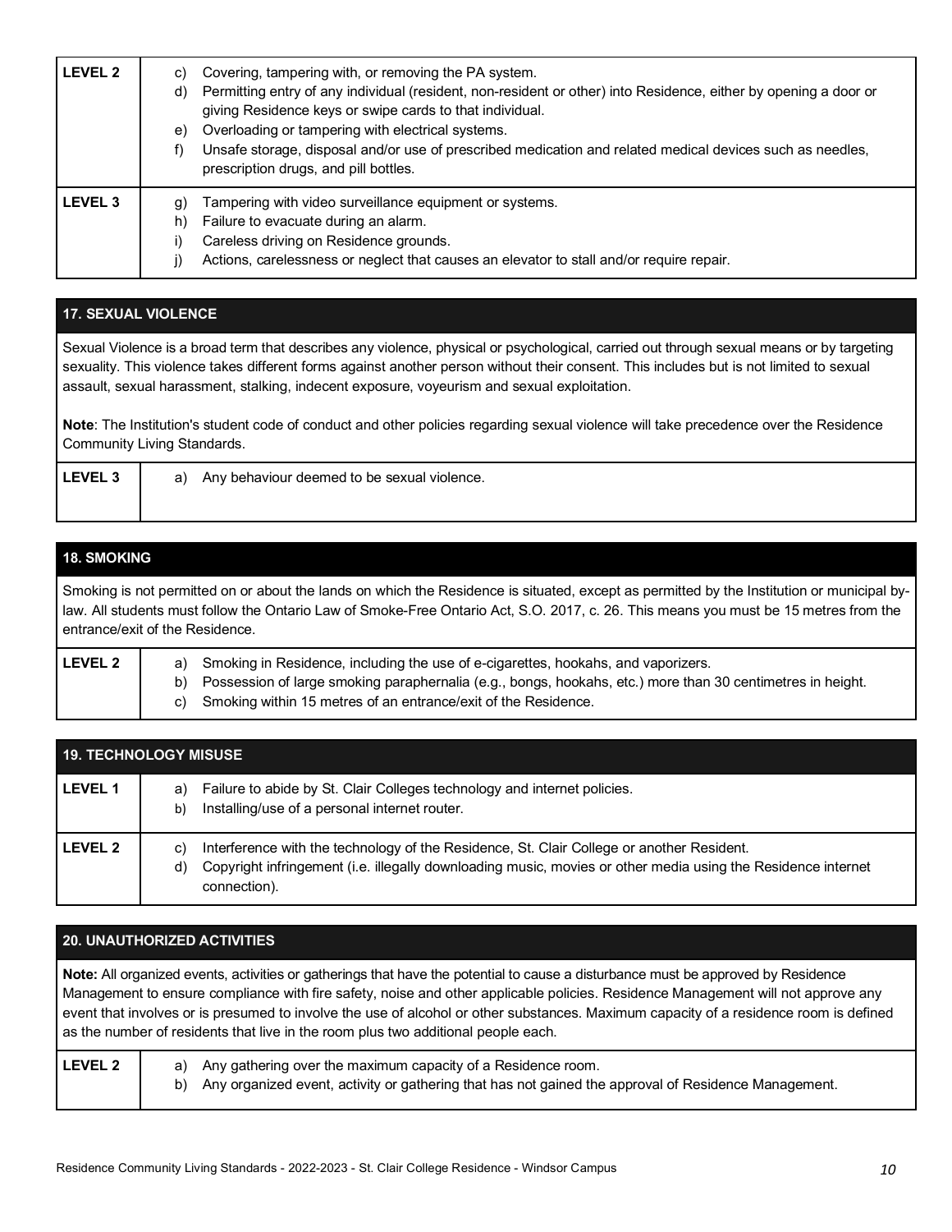| LEVEL 2 | c) Covering, tampering with, or removing the PA system.<br>d) Permitting entry of any individual (resident, non-resident or other) into Residence, either by opening a door or giving Residence keys or swipe cards to that individual.<br>e) Overloading or tampering with electrical systems.<br>f) Unsafe storage, disposal and/or use of prescribed medication and related medical devices such as needles, prescription drugs, and pill bottles. |
|---|---|
| LEVEL 3 | g) Tampering with video surveillance equipment or systems.<br>h) Failure to evacuate during an alarm.<br>i) Careless driving on Residence grounds.<br>j) Actions, carelessness or neglect that causes an elevator to stall and/or require repair. |

## 17. SEXUAL VIOLENCE

Sexual Violence is a broad term that describes any violence, physical or psychological, carried out through sexual means or by targeting sexuality. This violence takes different forms against another person without their consent. This includes but is not limited to sexual assault, sexual harassment, stalking, indecent exposure, voyeurism and sexual exploitation.

**Note**: The Institution's student code of conduct and other policies regarding sexual violence will take precedence over the Residence Community Living Standards.

| LEVEL 3 | a) Any behaviour deemed to be sexual violence. |
|---|---|

## 18. SMOKING

Smoking is not permitted on or about the lands on which the Residence is situated, except as permitted by the Institution or municipal by-law. All students must follow the Ontario Law of Smoke-Free Ontario Act, S.O. 2017, c. 26. This means you must be 15 metres from the entrance/exit of the Residence.

| LEVEL 2 | a) Smoking in Residence, including the use of e-cigarettes, hookahs, and vaporizers.<br>b) Possession of large smoking paraphernalia (e.g., bongs, hookahs, etc.) more than 30 centimetres in height.<br>c) Smoking within 15 metres of an entrance/exit of the Residence. |
|---|---|

## 19. TECHNOLOGY MISUSE

| LEVEL 1 | a) Failure to abide by St. Clair Colleges technology and internet policies.<br>b) Installing/use of a personal internet router. |
|---|---|
| LEVEL 2 | c) Interference with the technology of the Residence, St. Clair College or another Resident.<br>d) Copyright infringement (i.e. illegally downloading music, movies or other media using the Residence internet connection). |

## 20. UNAUTHORIZED ACTIVITIES

**Note:** All organized events, activities or gatherings that have the potential to cause a disturbance must be approved by Residence Management to ensure compliance with fire safety, noise and other applicable policies. Residence Management will not approve any event that involves or is presumed to involve the use of alcohol or other substances. Maximum capacity of a residence room is defined as the number of residents that live in the room plus two additional people each.

| LEVEL 2 | a) Any gathering over the maximum capacity of a Residence room.<br>b) Any organized event, activity or gathering that has not gained the approval of Residence Management. |
|---|---|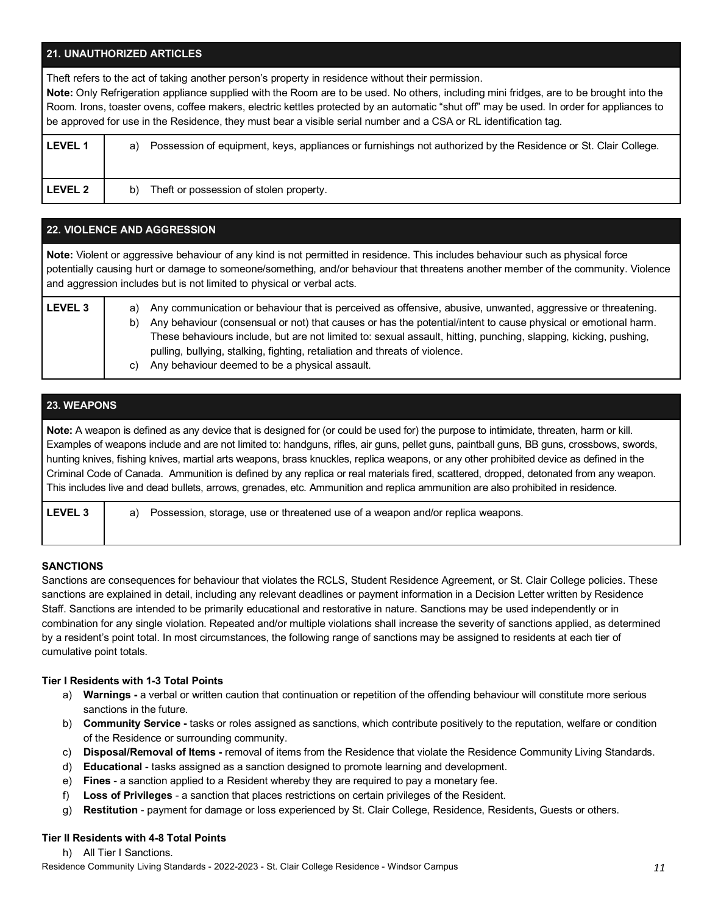| 21. UNAUTHORIZED ARTICLES | |
|---|---|
| Theft refers to the act of taking another person's property in residence without their permission.<br>**Note:** Only Refrigeration appliance supplied with the Room are to be used. No others, including mini fridges, are to be brought into the Room. Irons, toaster ovens, coffee makers, electric kettles protected by an automatic "shut off" may be used. In order for appliances to be approved for use in the Residence, they must bear a visible serial number and a CSA or RL identification tag. | |
| **LEVEL 1** | a) Possession of equipment, keys, appliances or furnishings not authorized by the Residence or St. Clair College. |
| **LEVEL 2** | b) Theft or possession of stolen property. |

| 22. VIOLENCE AND AGGRESSION | |
|---|---|
| **Note:** Violent or aggressive behaviour of any kind is not permitted in residence. This includes behaviour such as physical force potentially causing hurt or damage to someone/something, and/or behaviour that threatens another member of the community. Violence and aggression includes but is not limited to physical or verbal acts. | |
| **LEVEL 3** | a) Any communication or behaviour that is perceived as offensive, abusive, unwanted, aggressive or threatening.<br>b) Any behaviour (consensual or not) that causes or has the potential/intent to cause physical or emotional harm. These behaviours include, but are not limited to: sexual assault, hitting, punching, slapping, kicking, pushing, pulling, bullying, stalking, fighting, retaliation and threats of violence.<br>c) Any behaviour deemed to be a physical assault. |

| 23. WEAPONS | |
|---|---|
| **Note:** A weapon is defined as any device that is designed for (or could be used for) the purpose to intimidate, threaten, harm or kill. Examples of weapons include and are not limited to: handguns, rifles, air guns, pellet guns, paintball guns, BB guns, crossbows, swords, hunting knives, fishing knives, martial arts weapons, brass knuckles, replica weapons, or any other prohibited device as defined in the Criminal Code of Canada. Ammunition is defined by any replica or real materials fired, scattered, dropped, detonated from any weapon. This includes live and dead bullets, arrows, grenades, etc. Ammunition and replica ammunition are also prohibited in residence. | |
| **LEVEL 3** | a) Possession, storage, use or threatened use of a weapon and/or replica weapons. |

**SANCTIONS**

Sanctions are consequences for behaviour that violates the RCLS, Student Residence Agreement, or St. Clair College policies. These sanctions are explained in detail, including any relevant deadlines or payment information in a Decision Letter written by Residence Staff. Sanctions are intended to be primarily educational and restorative in nature. Sanctions may be used independently or in combination for any single violation. Repeated and/or multiple violations shall increase the severity of sanctions applied, as determined by a resident's point total. In most circumstances, the following range of sanctions may be assigned to residents at each tier of cumulative point totals.

**Tier I Residents with 1-3 Total Points**

a) **Warnings -** a verbal or written caution that continuation or repetition of the offending behaviour will constitute more serious sanctions in the future.
b) **Community Service -** tasks or roles assigned as sanctions, which contribute positively to the reputation, welfare or condition of the Residence or surrounding community.
c) **Disposal/Removal of Items -** removal of items from the Residence that violate the Residence Community Living Standards.
d) **Educational** - tasks assigned as a sanction designed to promote learning and development.
e) **Fines** - a sanction applied to a Resident whereby they are required to pay a monetary fee.
f) **Loss of Privileges** - a sanction that places restrictions on certain privileges of the Resident.
g) **Restitution** - payment for damage or loss experienced by St. Clair College, Residence, Residents, Guests or others.

**Tier II Residents with 4-8 Total Points**

h) All Tier I Sanctions.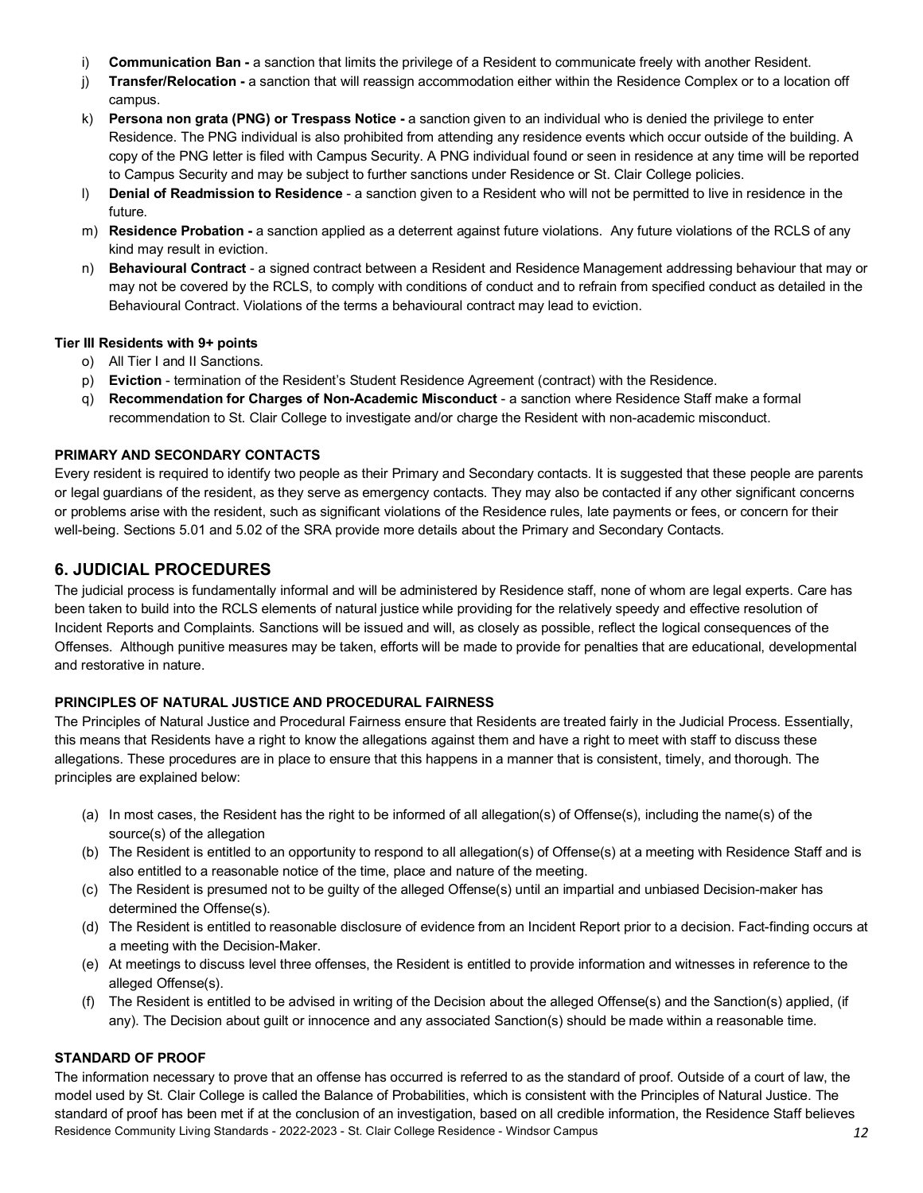i) **Communication Ban -** a sanction that limits the privilege of a Resident to communicate freely with another Resident.
j) **Transfer/Relocation -** a sanction that will reassign accommodation either within the Residence Complex or to a location off campus.
k) **Persona non grata (PNG) or Trespass Notice -** a sanction given to an individual who is denied the privilege to enter Residence. The PNG individual is also prohibited from attending any residence events which occur outside of the building. A copy of the PNG letter is filed with Campus Security. A PNG individual found or seen in residence at any time will be reported to Campus Security and may be subject to further sanctions under Residence or St. Clair College policies.
l) **Denial of Readmission to Residence** - a sanction given to a Resident who will not be permitted to live in residence in the future.
m) **Residence Probation -** a sanction applied as a deterrent against future violations. Any future violations of the RCLS of any kind may result in eviction.
n) **Behavioural Contract** - a signed contract between a Resident and Residence Management addressing behaviour that may or may not be covered by the RCLS, to comply with conditions of conduct and to refrain from specified conduct as detailed in the Behavioural Contract. Violations of the terms a behavioural contract may lead to eviction.

**Tier III Residents with 9+ points**

o) All Tier I and II Sanctions.
p) **Eviction** - termination of the Resident's Student Residence Agreement (contract) with the Residence.
q) **Recommendation for Charges of Non-Academic Misconduct** - a sanction where Residence Staff make a formal recommendation to St. Clair College to investigate and/or charge the Resident with non-academic misconduct.

**PRIMARY AND SECONDARY CONTACTS**

Every resident is required to identify two people as their Primary and Secondary contacts. It is suggested that these people are parents or legal guardians of the resident, as they serve as emergency contacts. They may also be contacted if any other significant concerns or problems arise with the resident, such as significant violations of the Residence rules, late payments or fees, or concern for their well-being. Sections 5.01 and 5.02 of the SRA provide more details about the Primary and Secondary Contacts.

## 6. JUDICIAL PROCEDURES

The judicial process is fundamentally informal and will be administered by Residence staff, none of whom are legal experts. Care has been taken to build into the RCLS elements of natural justice while providing for the relatively speedy and effective resolution of Incident Reports and Complaints. Sanctions will be issued and will, as closely as possible, reflect the logical consequences of the Offenses. Although punitive measures may be taken, efforts will be made to provide for penalties that are educational, developmental and restorative in nature.

**PRINCIPLES OF NATURAL JUSTICE AND PROCEDURAL FAIRNESS**

The Principles of Natural Justice and Procedural Fairness ensure that Residents are treated fairly in the Judicial Process. Essentially, this means that Residents have a right to know the allegations against them and have a right to meet with staff to discuss these allegations. These procedures are in place to ensure that this happens in a manner that is consistent, timely, and thorough. The principles are explained below:

(a) In most cases, the Resident has the right to be informed of all allegation(s) of Offense(s), including the name(s) of the source(s) of the allegation
(b) The Resident is entitled to an opportunity to respond to all allegation(s) of Offense(s) at a meeting with Residence Staff and is also entitled to a reasonable notice of the time, place and nature of the meeting.
(c) The Resident is presumed not to be guilty of the alleged Offense(s) until an impartial and unbiased Decision-maker has determined the Offense(s).
(d) The Resident is entitled to reasonable disclosure of evidence from an Incident Report prior to a decision. Fact-finding occurs at a meeting with the Decision-Maker.
(e) At meetings to discuss level three offenses, the Resident is entitled to provide information and witnesses in reference to the alleged Offense(s).
(f) The Resident is entitled to be advised in writing of the Decision about the alleged Offense(s) and the Sanction(s) applied, (if any). The Decision about guilt or innocence and any associated Sanction(s) should be made within a reasonable time.

**STANDARD OF PROOF**

The information necessary to prove that an offense has occurred is referred to as the standard of proof. Outside of a court of law, the model used by St. Clair College is called the Balance of Probabilities, which is consistent with the Principles of Natural Justice. The standard of proof has been met if at the conclusion of an investigation, based on all credible information, the Residence Staff believes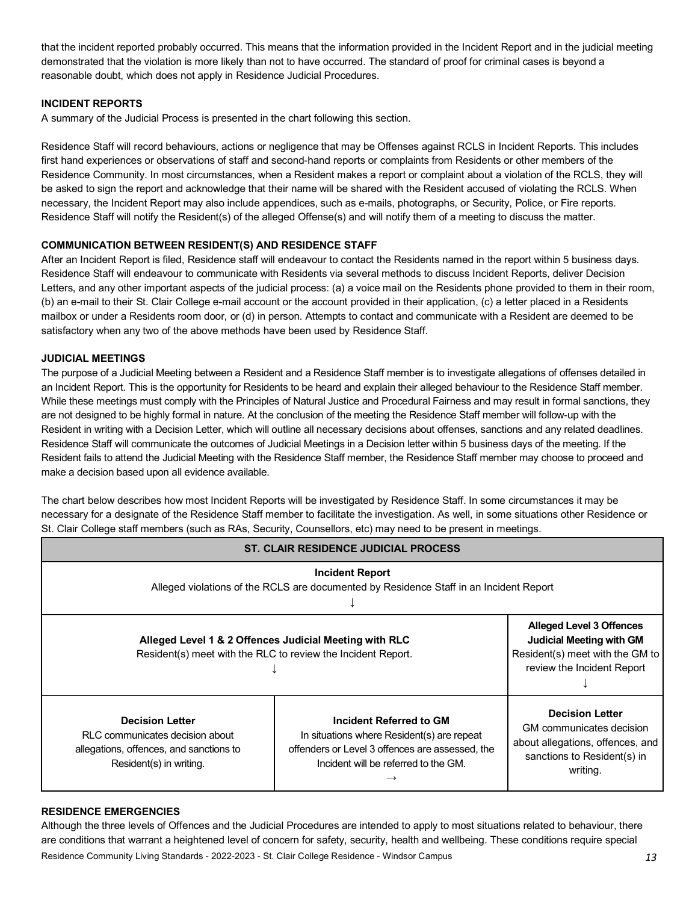that the incident reported probably occurred. This means that the information provided in the Incident Report and in the judicial meeting demonstrated that the violation is more likely than not to have occurred. The standard of proof for criminal cases is beyond a reasonable doubt, which does not apply in Residence Judicial Procedures.

**INCIDENT REPORTS**

A summary of the Judicial Process is presented in the chart following this section.

Residence Staff will record behaviours, actions or negligence that may be Offenses against RCLS in Incident Reports. This includes first hand experiences or observations of staff and second-hand reports or complaints from Residents or other members of the Residence Community. In most circumstances, when a Resident makes a report or complaint about a violation of the RCLS, they will be asked to sign the report and acknowledge that their name will be shared with the Resident accused of violating the RCLS. When necessary, the Incident Report may also include appendices, such as e-mails, photographs, or Security, Police, or Fire reports. Residence Staff will notify the Resident(s) of the alleged Offense(s) and will notify them of a meeting to discuss the matter.

**COMMUNICATION BETWEEN RESIDENT(S) AND RESIDENCE STAFF**

After an Incident Report is filed, Residence staff will endeavour to contact the Residents named in the report within 5 business days. Residence Staff will endeavour to communicate with Residents via several methods to discuss Incident Reports, deliver Decision Letters, and any other important aspects of the judicial process: (a) a voice mail on the Residents phone provided to them in their room, (b) an e-mail to their St. Clair College e-mail account or the account provided in their application, (c) a letter placed in a Residents mailbox or under a Residents room door, or (d) in person. Attempts to contact and communicate with a Resident are deemed to be satisfactory when any two of the above methods have been used by Residence Staff.

**JUDICIAL MEETINGS**

The purpose of a Judicial Meeting between a Resident and a Residence Staff member is to investigate allegations of offenses detailed in an Incident Report. This is the opportunity for Residents to be heard and explain their alleged behaviour to the Residence Staff member. While these meetings must comply with the Principles of Natural Justice and Procedural Fairness and may result in formal sanctions, they are not designed to be highly formal in nature. At the conclusion of the meeting the Residence Staff member will follow-up with the Resident in writing with a Decision Letter, which will outline all necessary decisions about offenses, sanctions and any related deadlines. Residence Staff will communicate the outcomes of Judicial Meetings in a Decision letter within 5 business days of the meeting. If the Resident fails to attend the Judicial Meeting with the Residence Staff member, the Residence Staff member may choose to proceed and make a decision based upon all evidence available.

The chart below describes how most Incident Reports will be investigated by Residence Staff. In some circumstances it may be necessary for a designate of the Residence Staff member to facilitate the investigation. As well, in some situations other Residence or St. Clair College staff members (such as RAs, Security, Counsellors, etc) may need to be present in meetings.

| **ST. CLAIR RESIDENCE JUDICIAL PROCESS** | | |
|---|---|---|
| **Incident Report**<br>Alleged violations of the RCLS are documented by Residence Staff in an Incident Report<br>↓ | | |
| **Alleged Level 1 & 2 Offences Judicial Meeting with RLC**<br>Resident(s) meet with the RLC to review the Incident Report.<br>↓ | | **Alleged Level 3 Offences Judicial Meeting with GM**<br>Resident(s) meet with the GM to review the Incident Report<br>↓ |
| **Decision Letter**<br>RLC communicates decision about allegations, offences, and sanctions to Resident(s) in writing. | **Incident Referred to GM**<br>In situations where Resident(s) are repeat offenders or Level 3 offences are assessed, the Incident will be referred to the GM.<br>→ | **Decision Letter**<br>GM communicates decision about allegations, offences, and sanctions to Resident(s) in writing. |

**RESIDENCE EMERGENCIES**

Although the three levels of Offences and the Judicial Procedures are intended to apply to most situations related to behaviour, there are conditions that warrant a heightened level of concern for safety, security, health and wellbeing. These conditions require special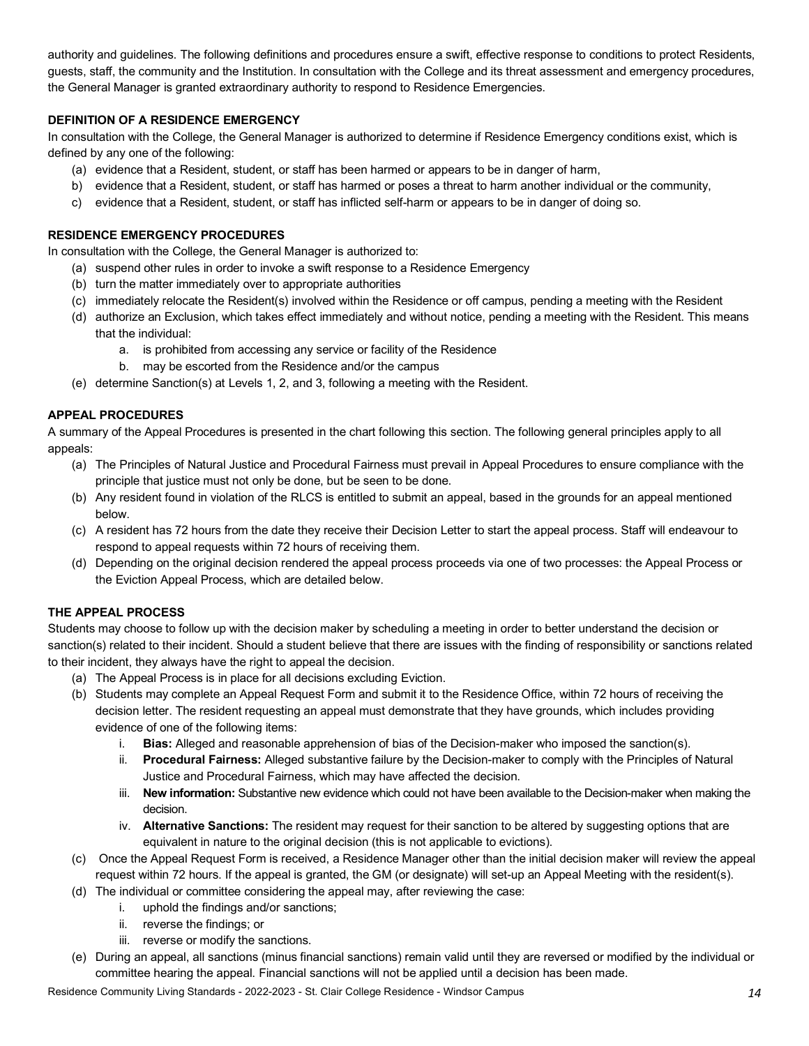authority and guidelines. The following definitions and procedures ensure a swift, effective response to conditions to protect Residents, guests, staff, the community and the Institution. In consultation with the College and its threat assessment and emergency procedures, the General Manager is granted extraordinary authority to respond to Residence Emergencies.

**DEFINITION OF A RESIDENCE EMERGENCY**

In consultation with the College, the General Manager is authorized to determine if Residence Emergency conditions exist, which is defined by any one of the following:

(a) evidence that a Resident, student, or staff has been harmed or appears to be in danger of harm,
b) evidence that a Resident, student, or staff has harmed or poses a threat to harm another individual or the community,
c) evidence that a Resident, student, or staff has inflicted self-harm or appears to be in danger of doing so.

**RESIDENCE EMERGENCY PROCEDURES**

In consultation with the College, the General Manager is authorized to:

(a) suspend other rules in order to invoke a swift response to a Residence Emergency
(b) turn the matter immediately over to appropriate authorities
(c) immediately relocate the Resident(s) involved within the Residence or off campus, pending a meeting with the Resident
(d) authorize an Exclusion, which takes effect immediately and without notice, pending a meeting with the Resident. This means that the individual:
   a. is prohibited from accessing any service or facility of the Residence
   b. may be escorted from the Residence and/or the campus
(e) determine Sanction(s) at Levels 1, 2, and 3, following a meeting with the Resident.

**APPEAL PROCEDURES**

A summary of the Appeal Procedures is presented in the chart following this section. The following general principles apply to all appeals:

(a) The Principles of Natural Justice and Procedural Fairness must prevail in Appeal Procedures to ensure compliance with the principle that justice must not only be done, but be seen to be done.
(b) Any resident found in violation of the RLCS is entitled to submit an appeal, based in the grounds for an appeal mentioned below.
(c) A resident has 72 hours from the date they receive their Decision Letter to start the appeal process. Staff will endeavour to respond to appeal requests within 72 hours of receiving them.
(d) Depending on the original decision rendered the appeal process proceeds via one of two processes: the Appeal Process or the Eviction Appeal Process, which are detailed below.

**THE APPEAL PROCESS**

Students may choose to follow up with the decision maker by scheduling a meeting in order to better understand the decision or sanction(s) related to their incident. Should a student believe that there are issues with the finding of responsibility or sanctions related to their incident, they always have the right to appeal the decision.

(a) The Appeal Process is in place for all decisions excluding Eviction.
(b) Students may complete an Appeal Request Form and submit it to the Residence Office, within 72 hours of receiving the decision letter. The resident requesting an appeal must demonstrate that they have grounds, which includes providing evidence of one of the following items:
   i. **Bias:** Alleged and reasonable apprehension of bias of the Decision-maker who imposed the sanction(s).
   ii. **Procedural Fairness:** Alleged substantive failure by the Decision-maker to comply with the Principles of Natural Justice and Procedural Fairness, which may have affected the decision.
   iii. **New information:** Substantive new evidence which could not have been available to the Decision-maker when making the decision.
   iv. **Alternative Sanctions:** The resident may request for their sanction to be altered by suggesting options that are equivalent in nature to the original decision (this is not applicable to evictions).
(c) Once the Appeal Request Form is received, a Residence Manager other than the initial decision maker will review the appeal request within 72 hours. If the appeal is granted, the GM (or designate) will set-up an Appeal Meeting with the resident(s).
(d) The individual or committee considering the appeal may, after reviewing the case:
   i. uphold the findings and/or sanctions;
   ii. reverse the findings; or
   iii. reverse or modify the sanctions.
(e) During an appeal, all sanctions (minus financial sanctions) remain valid until they are reversed or modified by the individual or committee hearing the appeal. Financial sanctions will not be applied until a decision has been made.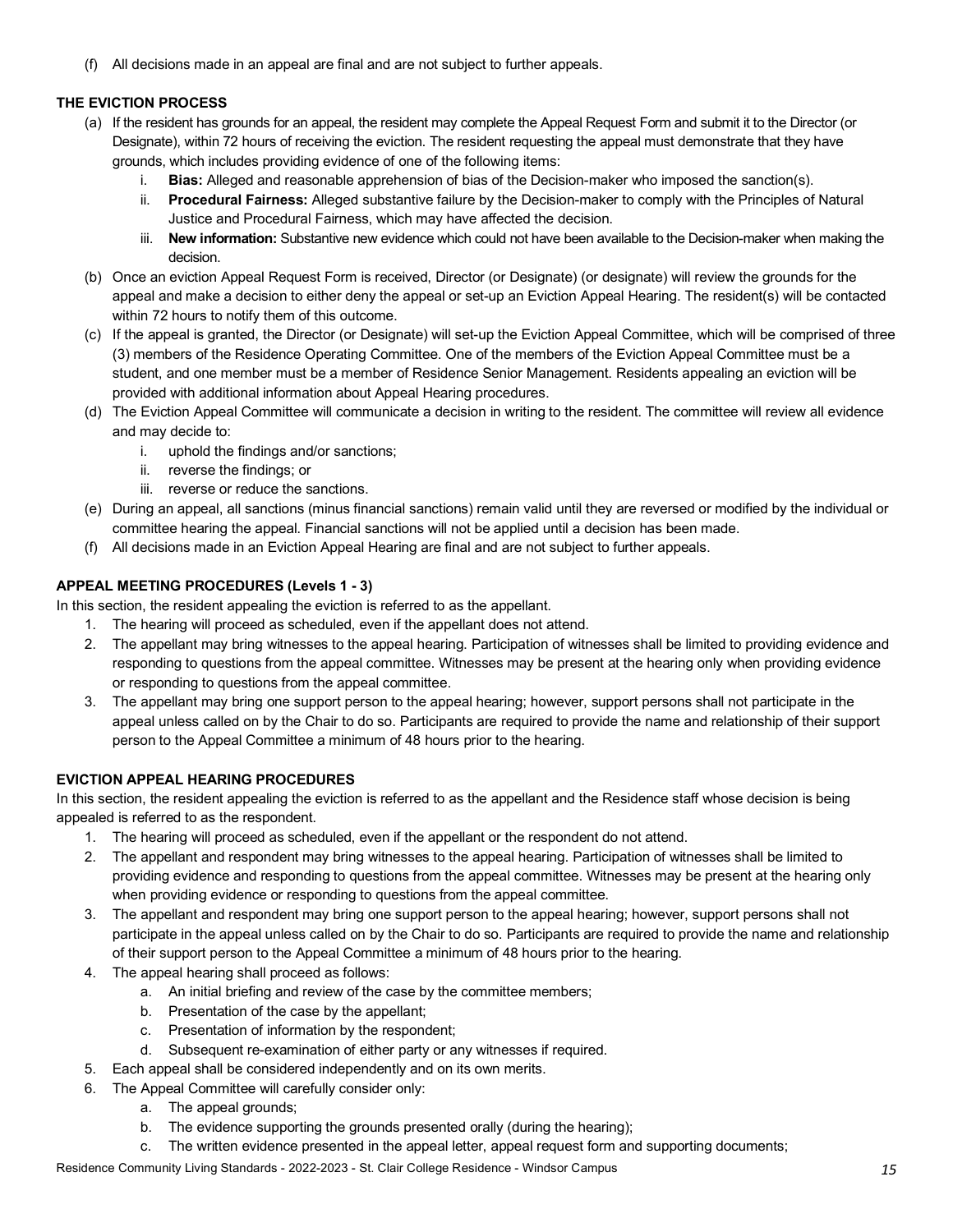(f) All decisions made in an appeal are final and are not subject to further appeals.

**THE EVICTION PROCESS**

(a) If the resident has grounds for an appeal, the resident may complete the Appeal Request Form and submit it to the Director (or Designate), within 72 hours of receiving the eviction. The resident requesting the appeal must demonstrate that they have grounds, which includes providing evidence of one of the following items:
   i. **Bias:** Alleged and reasonable apprehension of bias of the Decision-maker who imposed the sanction(s).
   ii. **Procedural Fairness:** Alleged substantive failure by the Decision-maker to comply with the Principles of Natural Justice and Procedural Fairness, which may have affected the decision.
   iii. **New information:** Substantive new evidence which could not have been available to the Decision-maker when making the decision.

(b) Once an eviction Appeal Request Form is received, Director (or Designate) (or designate) will review the grounds for the appeal and make a decision to either deny the appeal or set-up an Eviction Appeal Hearing. The resident(s) will be contacted within 72 hours to notify them of this outcome.

(c) If the appeal is granted, the Director (or Designate) will set-up the Eviction Appeal Committee, which will be comprised of three (3) members of the Residence Operating Committee. One of the members of the Eviction Appeal Committee must be a student, and one member must be a member of Residence Senior Management. Residents appealing an eviction will be provided with additional information about Appeal Hearing procedures.

(d) The Eviction Appeal Committee will communicate a decision in writing to the resident. The committee will review all evidence and may decide to:
   i. uphold the findings and/or sanctions;
   ii. reverse the findings; or
   iii. reverse or reduce the sanctions.

(e) During an appeal, all sanctions (minus financial sanctions) remain valid until they are reversed or modified by the individual or committee hearing the appeal. Financial sanctions will not be applied until a decision has been made.

(f) All decisions made in an Eviction Appeal Hearing are final and are not subject to further appeals.

**APPEAL MEETING PROCEDURES (Levels 1 - 3)**

In this section, the resident appealing the eviction is referred to as the appellant.

1. The hearing will proceed as scheduled, even if the appellant does not attend.
2. The appellant may bring witnesses to the appeal hearing. Participation of witnesses shall be limited to providing evidence and responding to questions from the appeal committee. Witnesses may be present at the hearing only when providing evidence or responding to questions from the appeal committee.
3. The appellant may bring one support person to the appeal hearing; however, support persons shall not participate in the appeal unless called on by the Chair to do so. Participants are required to provide the name and relationship of their support person to the Appeal Committee a minimum of 48 hours prior to the hearing.

**EVICTION APPEAL HEARING PROCEDURES**

In this section, the resident appealing the eviction is referred to as the appellant and the Residence staff whose decision is being appealed is referred to as the respondent.

1. The hearing will proceed as scheduled, even if the appellant or the respondent do not attend.
2. The appellant and respondent may bring witnesses to the appeal hearing. Participation of witnesses shall be limited to providing evidence and responding to questions from the appeal committee. Witnesses may be present at the hearing only when providing evidence or responding to questions from the appeal committee.
3. The appellant and respondent may bring one support person to the appeal hearing; however, support persons shall not participate in the appeal unless called on by the Chair to do so. Participants are required to provide the name and relationship of their support person to the Appeal Committee a minimum of 48 hours prior to the hearing.
4. The appeal hearing shall proceed as follows:
   a. An initial briefing and review of the case by the committee members;
   b. Presentation of the case by the appellant;
   c. Presentation of information by the respondent;
   d. Subsequent re-examination of either party or any witnesses if required.
5. Each appeal shall be considered independently and on its own merits.
6. The Appeal Committee will carefully consider only:
   a. The appeal grounds;
   b. The evidence supporting the grounds presented orally (during the hearing);
   c. The written evidence presented in the appeal letter, appeal request form and supporting documents;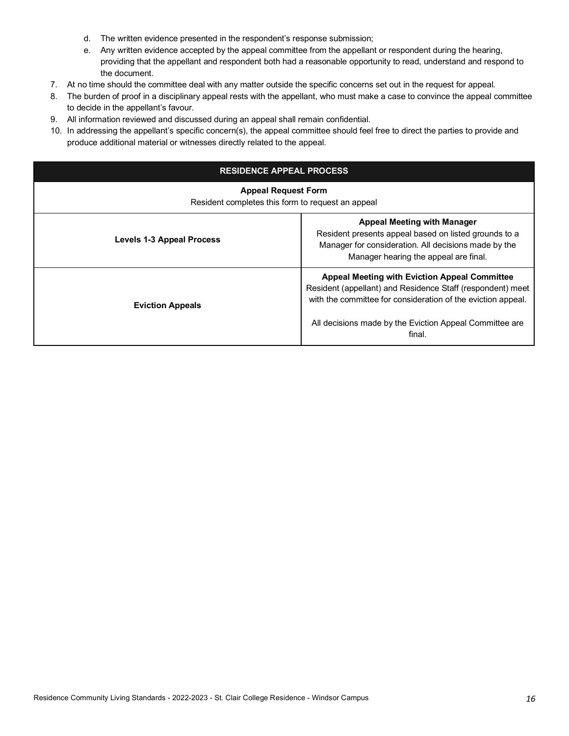d. The written evidence presented in the respondent's response submission;
   e. Any written evidence accepted by the appeal committee from the appellant or respondent during the hearing, providing that the appellant and respondent both had a reasonable opportunity to read, understand and respond to the document.
7. At no time should the committee deal with any matter outside the specific concerns set out in the request for appeal.
8. The burden of proof in a disciplinary appeal rests with the appellant, who must make a case to convince the appeal committee to decide in the appellant's favour.
9. All information reviewed and discussed during an appeal shall remain confidential.
10. In addressing the appellant's specific concern(s), the appeal committee should feel free to direct the parties to provide and produce additional material or witnesses directly related to the appeal.

| RESIDENCE APPEAL PROCESS | |
|---|---|
| **Appeal Request Form**<br>Resident completes this form to request an appeal | |
| **Levels 1-3 Appeal Process** | **Appeal Meeting with Manager**<br>Resident presents appeal based on listed grounds to a Manager for consideration. All decisions made by the Manager hearing the appeal are final. |
| **Eviction Appeals** | **Appeal Meeting with Eviction Appeal Committee**<br>Resident (appellant) and Residence Staff (respondent) meet with the committee for consideration of the eviction appeal.<br><br>All decisions made by the Eviction Appeal Committee are final. |